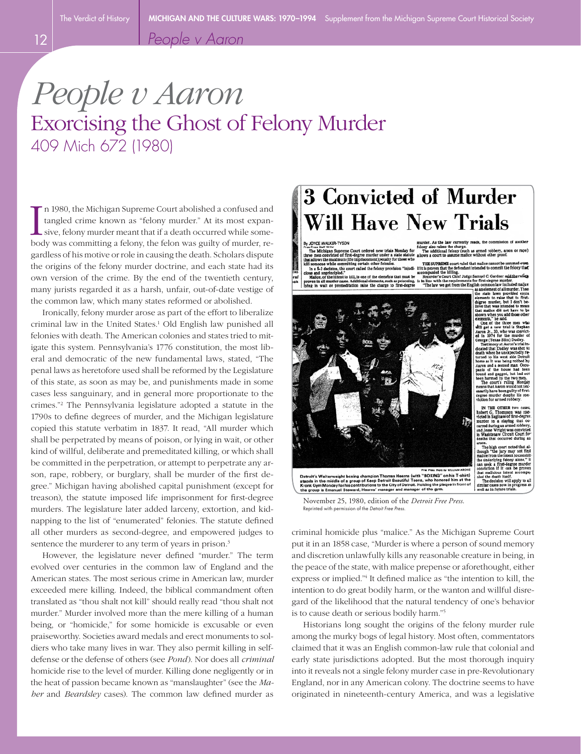# *People v Aaron*

## Exorcising the Ghost of Felony Murder

409 Mich 672 (1980)

In 1980, the Michigan Supreme Court abolished a confused and tangled crime known as "felony murder." At its most expansive, felony murder meant that if a death occurred while somebody was committing a felony, the felon was guilty of murder, regardless of his motive or role in causing the death. Scholars dispute the origins of the felony murder doctrine, and each state had its own version of the crime. By the end of the twentieth century, many jurists regarded it as a harsh, unfair, out-of-date vestige of the common law, which many states reformed or abolished.

Ironically, felony murder arose as part of the effort to liberalize criminal law in the United States.[1] Old English law punished all felonies with death. The American colonies and states tried to mitigate this system. Pennsylvania's 1776 constitution, the most liberal and democratic of the new fundamental laws, stated, "The penal laws as heretofore used shall be reformed by the Legislature of this state, as soon as may be, and punishments made in some cases less sanguinary, and in general more proportionate to the crimes."[2] The Pennsylvania legislature adopted a statute in the 1790s to define degrees of murder, and the Michigan legislature copied this statute verbatim in 1837. It read, "All murder which shall be perpetrated by means of poison, or lying in wait, or other kind of willful, deliberate and premeditated killing, or which shall be committed in the perpetration, or attempt to perpetrate any arson, rape, robbery, or burglary, shall be murder of the first degree." Michigan having abolished capital punishment (except for treason), the statute imposed life imprisonment for first-degree murders. The legislature later added larceny, extortion, and kidnapping to the list of "enumerated" felonies. The statute defined all other murders as second-degree, and empowered judges to sentence the murderer to any term of years in prison.[3]

However, the legislature never defined "murder." The term evolved over centuries in the common law of England and the American states. The most serious crime in American law, murder exceeded mere killing. Indeed, the biblical commandment often translated as "thou shalt not kill" should really read "thou shalt not murder." Murder involved more than the mere killing of a human being, or "homicide," for some homicide is excusable or even praiseworthy. Societies award medals and erect monuments to soldiers who take many lives in war. They also permit killing in self-defense or the defense of others (see *Pond*). Nor does all *criminal* homicide rise to the level of murder. Killing done negligently or in the heat of passion became known as "manslaughter" (see the *Maher* and *Beardsley* cases). The common law defined murder as criminal homicide plus "malice." As the Michigan Supreme Court put it in an 1858 case, "Murder is where a person of sound memory and discretion unlawfully kills any reasonable creature in being, in the peace of the state, with malice prepense or aforethought, either express or implied."[4] It defined malice as "the intention to kill, the intention to do great bodily harm, or the wanton and willful disregard of the likelihood that the natural tendency of one's behavior is to cause death or serious bodily harm."[5]

Historians long sought the origins of the felony murder rule among the murky bogs of legal history. Most often, commentators claimed that it was an English common-law rule that colonial and early state jurisdictions adopted. But the most thorough inquiry into it reveals not a single felony murder case in pre-Revolutionary England, nor in any American colony. The doctrine seems to have originated in nineteenth-century America, and was a legislative

November 25, 1980, edition of the *Detroit Free Press*.
Reprinted with permission of the *Detroit Free Press*.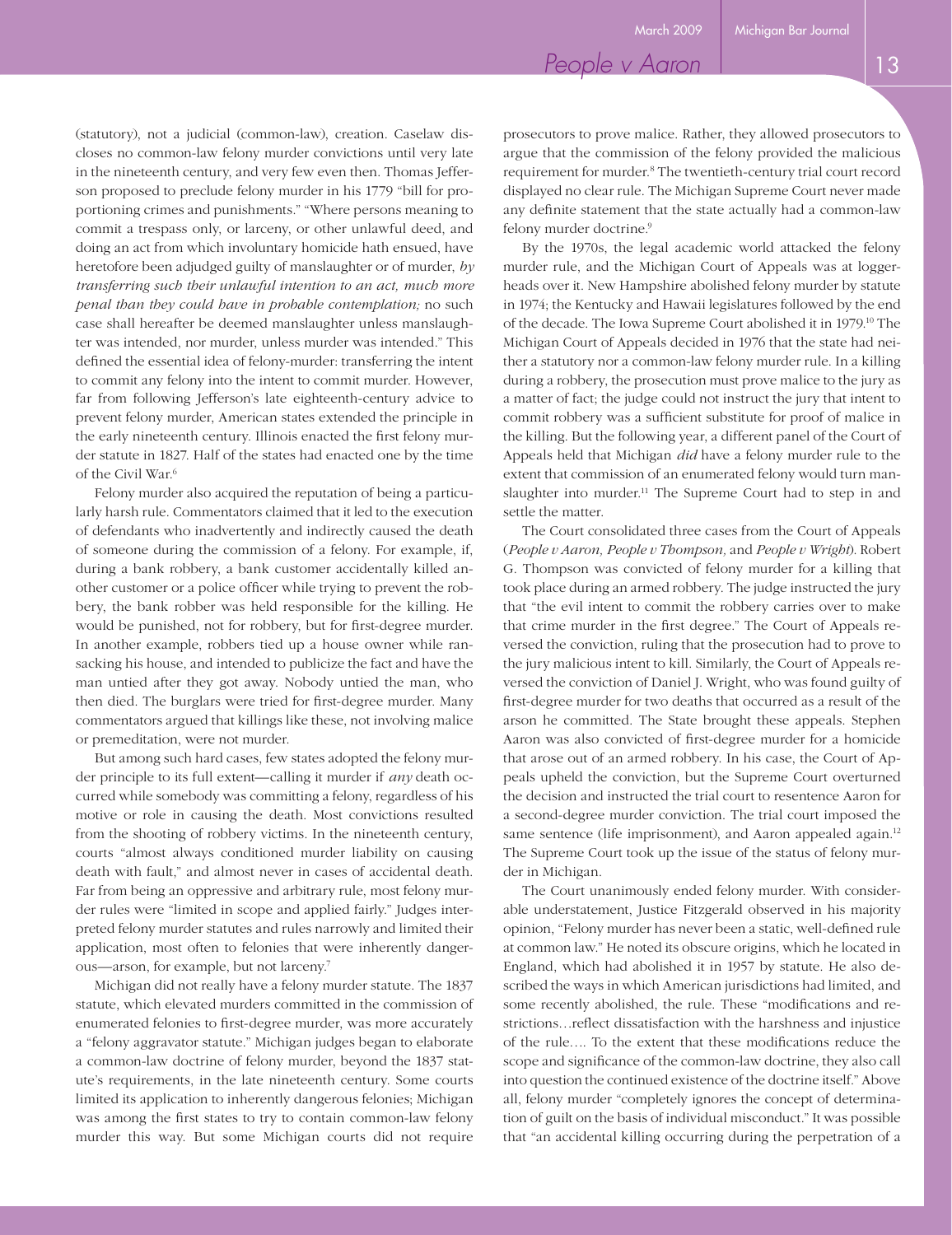(statutory), not a judicial (common-law), creation. Caselaw discloses no common-law felony murder convictions until very late in the nineteenth century, and very few even then. Thomas Jefferson proposed to preclude felony murder in his 1779 "bill for proportioning crimes and punishments." "Where persons meaning to commit a trespass only, or larceny, or other unlawful deed, and doing an act from which involuntary homicide hath ensued, have heretofore been adjudged guilty of manslaughter or of murder, *by transferring such their unlawful intention to an act, much more penal than they could have in probable contemplation;* no such case shall hereafter be deemed manslaughter unless manslaughter was intended, nor murder, unless murder was intended." This defined the essential idea of felony-murder: transferring the intent to commit any felony into the intent to commit murder. However, far from following Jefferson's late eighteenth-century advice to prevent felony murder, American states extended the principle in the early nineteenth century. Illinois enacted the first felony murder statute in 1827. Half of the states had enacted one by the time of the Civil War.[6]

Felony murder also acquired the reputation of being a particularly harsh rule. Commentators claimed that it led to the execution of defendants who inadvertently and indirectly caused the death of someone during the commission of a felony. For example, if, during a bank robbery, a bank customer accidentally killed another customer or a police officer while trying to prevent the robbery, the bank robber was held responsible for the killing. He would be punished, not for robbery, but for first-degree murder. In another example, robbers tied up a house owner while ransacking his house, and intended to publicize the fact and have the man untied after they got away. Nobody untied the man, who then died. The burglars were tried for first-degree murder. Many commentators argued that killings like these, not involving malice or premeditation, were not murder.

But among such hard cases, few states adopted the felony murder principle to its full extent—calling it murder if *any* death occurred while somebody was committing a felony, regardless of his motive or role in causing the death. Most convictions resulted from the shooting of robbery victims. In the nineteenth century, courts "almost always conditioned murder liability on causing death with fault," and almost never in cases of accidental death. Far from being an oppressive and arbitrary rule, most felony murder rules were "limited in scope and applied fairly." Judges interpreted felony murder statutes and rules narrowly and limited their application, most often to felonies that were inherently dangerous—arson, for example, but not larceny.[7]

Michigan did not really have a felony murder statute. The 1837 statute, which elevated murders committed in the commission of enumerated felonies to first-degree murder, was more accurately a "felony aggravator statute." Michigan judges began to elaborate a common-law doctrine of felony murder, beyond the 1837 statute's requirements, in the late nineteenth century. Some courts limited its application to inherently dangerous felonies; Michigan was among the first states to try to contain common-law felony murder this way. But some Michigan courts did not require prosecutors to prove malice. Rather, they allowed prosecutors to argue that the commission of the felony provided the malicious requirement for murder.[8] The twentieth-century trial court record displayed no clear rule. The Michigan Supreme Court never made any definite statement that the state actually had a common-law felony murder doctrine.[9]

By the 1970s, the legal academic world attacked the felony murder rule, and the Michigan Court of Appeals was at loggerheads over it. New Hampshire abolished felony murder by statute in 1974; the Kentucky and Hawaii legislatures followed by the end of the decade. The Iowa Supreme Court abolished it in 1979.[10] The Michigan Court of Appeals decided in 1976 that the state had neither a statutory nor a common-law felony murder rule. In a killing during a robbery, the prosecution must prove malice to the jury as a matter of fact; the judge could not instruct the jury that intent to commit robbery was a sufficient substitute for proof of malice in the killing. But the following year, a different panel of the Court of Appeals held that Michigan *did* have a felony murder rule to the extent that commission of an enumerated felony would turn manslaughter into murder.[11] The Supreme Court had to step in and settle the matter.

The Court consolidated three cases from the Court of Appeals (*People v Aaron, People v Thompson,* and *People v Wright*). Robert G. Thompson was convicted of felony murder for a killing that took place during an armed robbery. The judge instructed the jury that "the evil intent to commit the robbery carries over to make that crime murder in the first degree." The Court of Appeals reversed the conviction, ruling that the prosecution had to prove to the jury malicious intent to kill. Similarly, the Court of Appeals reversed the conviction of Daniel J. Wright, who was found guilty of first-degree murder for two deaths that occurred as a result of the arson he committed. The State brought these appeals. Stephen Aaron was also convicted of first-degree murder for a homicide that arose out of an armed robbery. In his case, the Court of Appeals upheld the conviction, but the Supreme Court overturned the decision and instructed the trial court to resentence Aaron for a second-degree murder conviction. The trial court imposed the same sentence (life imprisonment), and Aaron appealed again.[12] The Supreme Court took up the issue of the status of felony murder in Michigan.

The Court unanimously ended felony murder. With considerable understatement, Justice Fitzgerald observed in his majority opinion, "Felony murder has never been a static, well-defined rule at common law." He noted its obscure origins, which he located in England, which had abolished it in 1957 by statute. He also described the ways in which American jurisdictions had limited, and some recently abolished, the rule. These "modifications and restrictions…reflect dissatisfaction with the harshness and injustice of the rule…. To the extent that these modifications reduce the scope and significance of the common-law doctrine, they also call into question the continued existence of the doctrine itself." Above all, felony murder "completely ignores the concept of determination of guilt on the basis of individual misconduct." It was possible that "an accidental killing occurring during the perpetration of a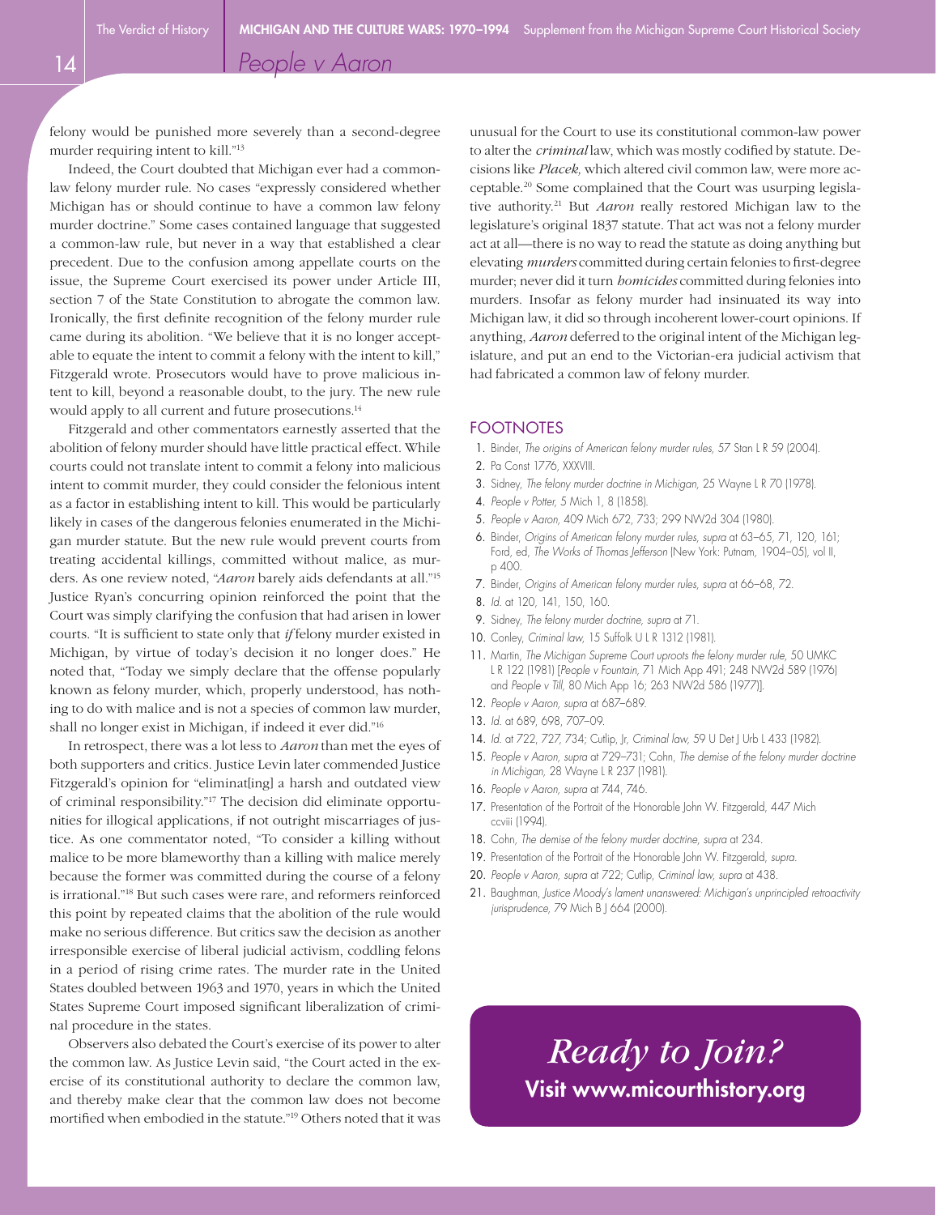felony would be punished more severely than a second-degree murder requiring intent to kill."[13]

Indeed, the Court doubted that Michigan ever had a common-law felony murder rule. No cases "expressly considered whether Michigan has or should continue to have a common law felony murder doctrine." Some cases contained language that suggested a common-law rule, but never in a way that established a clear precedent. Due to the confusion among appellate courts on the issue, the Supreme Court exercised its power under Article III, section 7 of the State Constitution to abrogate the common law. Ironically, the first definite recognition of the felony murder rule came during its abolition. "We believe that it is no longer acceptable to equate the intent to commit a felony with the intent to kill," Fitzgerald wrote. Prosecutors would have to prove malicious intent to kill, beyond a reasonable doubt, to the jury. The new rule would apply to all current and future prosecutions.[14]

Fitzgerald and other commentators earnestly asserted that the abolition of felony murder should have little practical effect. While courts could not translate intent to commit a felony into malicious intent to commit murder, they could consider the felonious intent as a factor in establishing intent to kill. This would be particularly likely in cases of the dangerous felonies enumerated in the Michigan murder statute. But the new rule would prevent courts from treating accidental killings, committed without malice, as murders. As one review noted, "*Aaron* barely aids defendants at all."[15] Justice Ryan's concurring opinion reinforced the point that the Court was simply clarifying the confusion that had arisen in lower courts. "It is sufficient to state only that *if* felony murder existed in Michigan, by virtue of today's decision it no longer does." He noted that, "Today we simply declare that the offense popularly known as felony murder, which, properly understood, has nothing to do with malice and is not a species of common law murder, shall no longer exist in Michigan, if indeed it ever did."[16]

In retrospect, there was a lot less to *Aaron* than met the eyes of both supporters and critics. Justice Levin later commended Justice Fitzgerald's opinion for "eliminat[ing] a harsh and outdated view of criminal responsibility."[17] The decision did eliminate opportunities for illogical applications, if not outright miscarriages of justice. As one commentator noted, "To consider a killing without malice to be more blameworthy than a killing with malice merely because the former was committed during the course of a felony is irrational."[18] But such cases were rare, and reformers reinforced this point by repeated claims that the abolition of the rule would make no serious difference. But critics saw the decision as another irresponsible exercise of liberal judicial activism, coddling felons in a period of rising crime rates. The murder rate in the United States doubled between 1963 and 1970, years in which the United States Supreme Court imposed significant liberalization of criminal procedure in the states.

Observers also debated the Court's exercise of its power to alter the common law. As Justice Levin said, "the Court acted in the exercise of its constitutional authority to declare the common law, and thereby make clear that the common law does not become mortified when embodied in the statute."[19] Others noted that it was unusual for the Court to use its constitutional common-law power to alter the *criminal* law, which was mostly codified by statute. Decisions like *Placek,* which altered civil common law, were more acceptable.[20] Some complained that the Court was usurping legislative authority.[21] But *Aaron* really restored Michigan law to the legislature's original 1837 statute. That act was not a felony murder act at all—there is no way to read the statute as doing anything but elevating *murders* committed during certain felonies to first-degree murder; never did it turn *homicides* committed during felonies into murders. Insofar as felony murder had insinuated its way into Michigan law, it did so through incoherent lower-court opinions. If anything, *Aaron* deferred to the original intent of the Michigan legislature, and put an end to the Victorian-era judicial activism that had fabricated a common law of felony murder.

## FOOTNOTES

1. Binder, *The origins of American felony murder rules,* 57 Stan L R 59 (2004).
2. Pa Const 1776, XXXVIII.
3. Sidney, *The felony murder doctrine in Michigan,* 25 Wayne L R 70 (1978).
4. *People v Potter,* 5 Mich 1, 8 (1858).
5. *People v Aaron,* 409 Mich 672, 733; 299 NW2d 304 (1980).
6. Binder, *Origins of American felony murder rules, supra* at 63–65, 71, 120, 161; Ford, ed, *The Works of Thomas Jefferson* (New York: Putnam, 1904–05), vol II, p 400.
7. Binder, *Origins of American felony murder rules, supra* at 66–68, 72.
8. *Id.* at 120, 141, 150, 160.
9. Sidney, *The felony murder doctrine, supra* at 71.
10. Conley, *Criminal law,* 15 Suffolk U L R 1312 (1981).
11. Martin, *The Michigan Supreme Court uproots the felony murder rule,* 50 UMKC L R 122 (1981) [*People v Fountain,* 71 Mich App 491; 248 NW2d 589 (1976) and *People v Till,* 80 Mich App 16; 263 NW2d 586 (1977)].
12. *People v Aaron, supra* at 687–689.
13. *Id.* at 689, 698, 707–09.
14. *Id.* at 722, 727, 734; Cutlip, Jr, *Criminal law,* 59 U Det J Urb L 433 (1982).
15. *People v Aaron, supra* at 729–731; Cohn, *The demise of the felony murder doctrine in Michigan,* 28 Wayne L R 237 (1981).
16. *People v Aaron, supra* at 744, 746.
17. Presentation of the Portrait of the Honorable John W. Fitzgerald, 447 Mich ccviii (1994).
18. Cohn, *The demise of the felony murder doctrine, supra* at 234.
19. Presentation of the Portrait of the Honorable John W. Fitzgerald, *supra.*
20. *People v Aaron, supra* at 722; Cutlip, *Criminal law, supra* at 438.
21. Baughman, *Justice Moody's lament unanswered: Michigan's unprincipled retroactivity jurisprudence,* 79 Mich B J 664 (2000).

*Ready to Join?*

**Visit www.micourthistory.org**